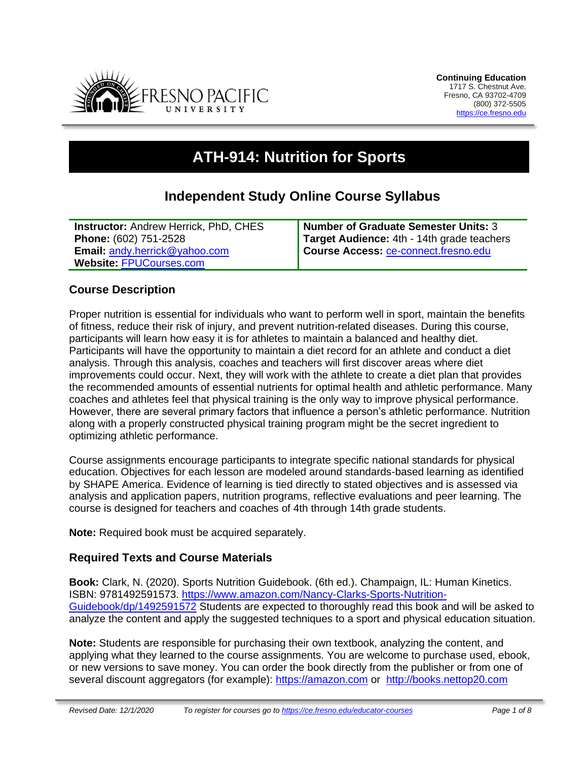**Continuing Education**
1717 S. Chestnut Ave.
Fresno, CA 93702-4709
(800) 372-5505
https://ce.fresno.edu

# ATH-914: Nutrition for Sports

## Independent Study Online Course Syllabus

| | |
|---|---|
| **Instructor:** Andrew Herrick, PhD, CHES<br>**Phone:** (602) 751-2528<br>**Email:** andy.herrick@yahoo.com<br>**Website:** FPUCourses.com | **Number of Graduate Semester Units:** 3<br>**Target Audience:** 4th - 14th grade teachers<br>**Course Access:** ce-connect.fresno.edu |

### Course Description

Proper nutrition is essential for individuals who want to perform well in sport, maintain the benefits of fitness, reduce their risk of injury, and prevent nutrition-related diseases. During this course, participants will learn how easy it is for athletes to maintain a balanced and healthy diet. Participants will have the opportunity to maintain a diet record for an athlete and conduct a diet analysis. Through this analysis, coaches and teachers will first discover areas where diet improvements could occur. Next, they will work with the athlete to create a diet plan that provides the recommended amounts of essential nutrients for optimal health and athletic performance. Many coaches and athletes feel that physical training is the only way to improve physical performance. However, there are several primary factors that influence a person's athletic performance. Nutrition along with a properly constructed physical training program might be the secret ingredient to optimizing athletic performance.

Course assignments encourage participants to integrate specific national standards for physical education. Objectives for each lesson are modeled around standards-based learning as identified by SHAPE America. Evidence of learning is tied directly to stated objectives and is assessed via analysis and application papers, nutrition programs, reflective evaluations and peer learning. The course is designed for teachers and coaches of 4th through 14th grade students.

**Note:** Required book must be acquired separately.

### Required Texts and Course Materials

**Book:** Clark, N. (2020). Sports Nutrition Guidebook. (6th ed.). Champaign, IL: Human Kinetics. ISBN: 9781492591573. https://www.amazon.com/Nancy-Clarks-Sports-Nutrition-Guidebook/dp/1492591572 Students are expected to thoroughly read this book and will be asked to analyze the content and apply the suggested techniques to a sport and physical education situation.

**Note:** Students are responsible for purchasing their own textbook, analyzing the content, and applying what they learned to the course assignments. You are welcome to purchase used, ebook, or new versions to save money. You can order the book directly from the publisher or from one of several discount aggregators (for example): https://amazon.com or http://books.nettop20.com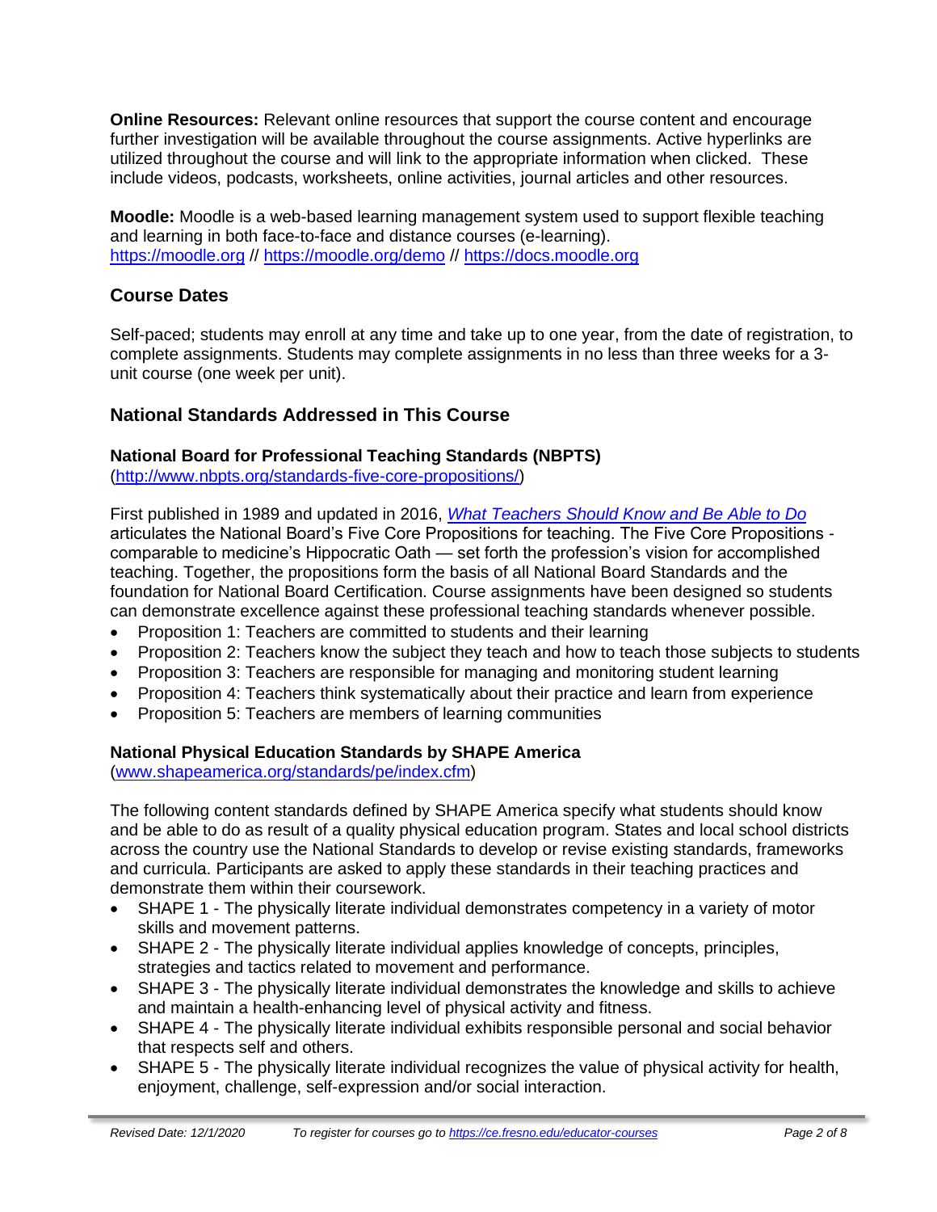**Online Resources:** Relevant online resources that support the course content and encourage further investigation will be available throughout the course assignments. Active hyperlinks are utilized throughout the course and will link to the appropriate information when clicked. These include videos, podcasts, worksheets, online activities, journal articles and other resources.

**Moodle:** Moodle is a web-based learning management system used to support flexible teaching and learning in both face-to-face and distance courses (e-learning). https://moodle.org // https://moodle.org/demo // https://docs.moodle.org

## Course Dates

Self-paced; students may enroll at any time and take up to one year, from the date of registration, to complete assignments. Students may complete assignments in no less than three weeks for a 3-unit course (one week per unit).

## National Standards Addressed in This Course

### National Board for Professional Teaching Standards (NBPTS)

(http://www.nbpts.org/standards-five-core-propositions/)

First published in 1989 and updated in 2016, *What Teachers Should Know and Be Able to Do* articulates the National Board's Five Core Propositions for teaching. The Five Core Propositions - comparable to medicine's Hippocratic Oath — set forth the profession's vision for accomplished teaching. Together, the propositions form the basis of all National Board Standards and the foundation for National Board Certification. Course assignments have been designed so students can demonstrate excellence against these professional teaching standards whenever possible.

- Proposition 1: Teachers are committed to students and their learning
- Proposition 2: Teachers know the subject they teach and how to teach those subjects to students
- Proposition 3: Teachers are responsible for managing and monitoring student learning
- Proposition 4: Teachers think systematically about their practice and learn from experience
- Proposition 5: Teachers are members of learning communities

### National Physical Education Standards by SHAPE America

(www.shapeamerica.org/standards/pe/index.cfm)

The following content standards defined by SHAPE America specify what students should know and be able to do as result of a quality physical education program. States and local school districts across the country use the National Standards to develop or revise existing standards, frameworks and curricula. Participants are asked to apply these standards in their teaching practices and demonstrate them within their coursework.

- SHAPE 1 - The physically literate individual demonstrates competency in a variety of motor skills and movement patterns.
- SHAPE 2 - The physically literate individual applies knowledge of concepts, principles, strategies and tactics related to movement and performance.
- SHAPE 3 - The physically literate individual demonstrates the knowledge and skills to achieve and maintain a health-enhancing level of physical activity and fitness.
- SHAPE 4 - The physically literate individual exhibits responsible personal and social behavior that respects self and others.
- SHAPE 5 - The physically literate individual recognizes the value of physical activity for health, enjoyment, challenge, self-expression and/or social interaction.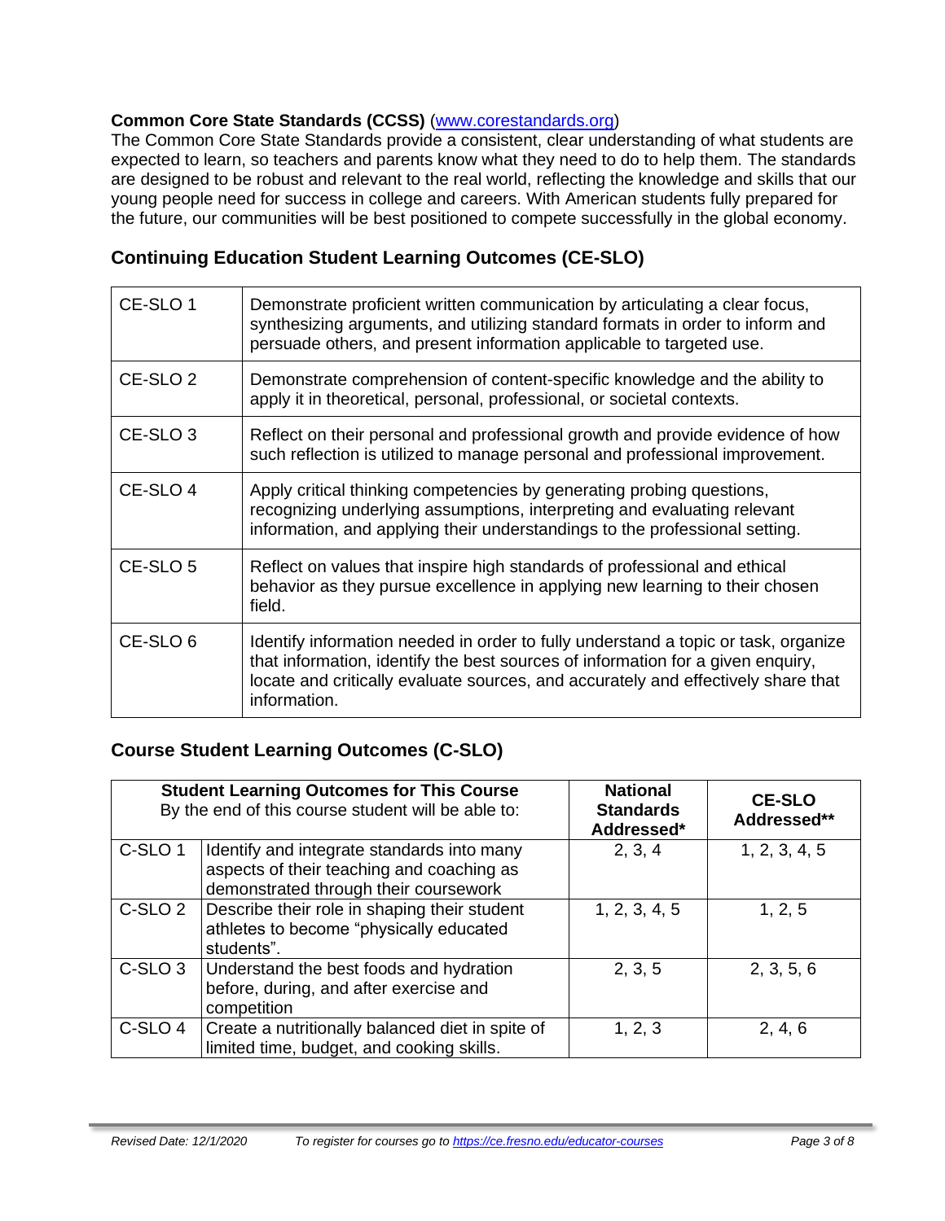**Common Core State Standards (CCSS)** ([www.corestandards.org](www.corestandards.org))
The Common Core State Standards provide a consistent, clear understanding of what students are expected to learn, so teachers and parents know what they need to do to help them. The standards are designed to be robust and relevant to the real world, reflecting the knowledge and skills that our young people need for success in college and careers. With American students fully prepared for the future, our communities will be best positioned to compete successfully in the global economy.

## Continuing Education Student Learning Outcomes (CE-SLO)

| | |
|---|---|
| CE-SLO 1 | Demonstrate proficient written communication by articulating a clear focus, synthesizing arguments, and utilizing standard formats in order to inform and persuade others, and present information applicable to targeted use. |
| CE-SLO 2 | Demonstrate comprehension of content-specific knowledge and the ability to apply it in theoretical, personal, professional, or societal contexts. |
| CE-SLO 3 | Reflect on their personal and professional growth and provide evidence of how such reflection is utilized to manage personal and professional improvement. |
| CE-SLO 4 | Apply critical thinking competencies by generating probing questions, recognizing underlying assumptions, interpreting and evaluating relevant information, and applying their understandings to the professional setting. |
| CE-SLO 5 | Reflect on values that inspire high standards of professional and ethical behavior as they pursue excellence in applying new learning to their chosen field. |
| CE-SLO 6 | Identify information needed in order to fully understand a topic or task, organize that information, identify the best sources of information for a given enquiry, locate and critically evaluate sources, and accurately and effectively share that information. |

## Course Student Learning Outcomes (C-SLO)

| **Student Learning Outcomes for This Course** By the end of this course student will be able to: | | **National Standards Addressed*** | **CE-SLO Addressed**** |
|---|---|---|---|
| C-SLO 1 | Identify and integrate standards into many aspects of their teaching and coaching as demonstrated through their coursework | 2, 3, 4 | 1, 2, 3, 4, 5 |
| C-SLO 2 | Describe their role in shaping their student athletes to become "physically educated students". | 1, 2, 3, 4, 5 | 1, 2, 5 |
| C-SLO 3 | Understand the best foods and hydration before, during, and after exercise and competition | 2, 3, 5 | 2, 3, 5, 6 |
| C-SLO 4 | Create a nutritionally balanced diet in spite of limited time, budget, and cooking skills. | 1, 2, 3 | 2, 4, 6 |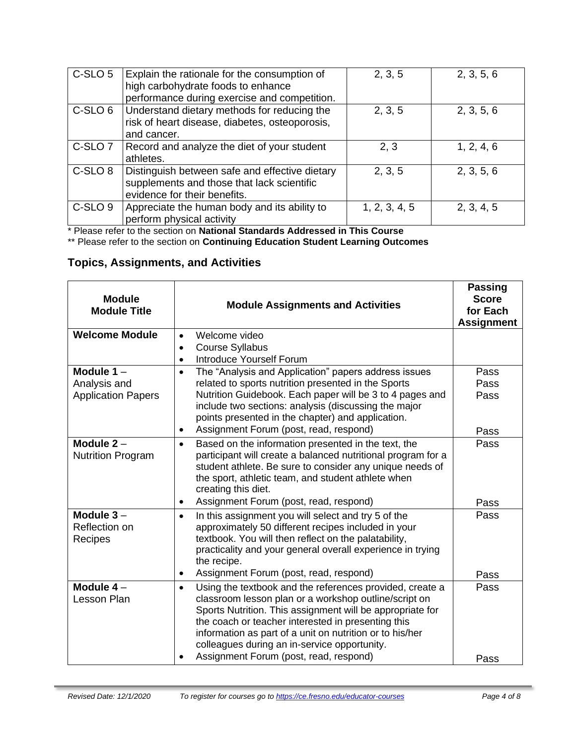| C-SLO 5 | Explain the rationale for the consumption of high carbohydrate foods to enhance performance during exercise and competition. | 2, 3, 5 | 2, 3, 5, 6 |
|---|---|---|---|
| C-SLO 6 | Understand dietary methods for reducing the risk of heart disease, diabetes, osteoporosis, and cancer. | 2, 3, 5 | 2, 3, 5, 6 |
| C-SLO 7 | Record and analyze the diet of your student athletes. | 2, 3 | 1, 2, 4, 6 |
| C-SLO 8 | Distinguish between safe and effective dietary supplements and those that lack scientific evidence for their benefits. | 2, 3, 5 | 2, 3, 5, 6 |
| C-SLO 9 | Appreciate the human body and its ability to perform physical activity | 1, 2, 3, 4, 5 | 2, 3, 4, 5 |

* Please refer to the section on **National Standards Addressed in This Course**

** Please refer to the section on **Continuing Education Student Learning Outcomes**

## Topics, Assignments, and Activities

| Module Module Title | Module Assignments and Activities | Passing Score for Each Assignment |
|---|---|---|
| **Welcome Module** | • Welcome video<br>• Course Syllabus<br>• Introduce Yourself Forum | |
| **Module 1** – Analysis and Application Papers | • The "Analysis and Application" papers address issues related to sports nutrition presented in the Sports Nutrition Guidebook. Each paper will be 3 to 4 pages and include two sections: analysis (discussing the major points presented in the chapter) and application.<br>• Assignment Forum (post, read, respond) | Pass<br>Pass<br>Pass<br><br>Pass |
| **Module 2** – Nutrition Program | • Based on the information presented in the text, the participant will create a balanced nutritional program for a student athlete. Be sure to consider any unique needs of the sport, athletic team, and student athlete when creating this diet.<br>• Assignment Forum (post, read, respond) | Pass<br><br>Pass |
| **Module 3** – Reflection on Recipes | • In this assignment you will select and try 5 of the approximately 50 different recipes included in your textbook. You will then reflect on the palatability, practicality and your general overall experience in trying the recipe.<br>• Assignment Forum (post, read, respond) | Pass<br><br>Pass |
| **Module 4** – Lesson Plan | • Using the textbook and the references provided, create a classroom lesson plan or a workshop outline/script on Sports Nutrition. This assignment will be appropriate for the coach or teacher interested in presenting this information as part of a unit on nutrition or to his/her colleagues during an in-service opportunity.<br>• Assignment Forum (post, read, respond) | Pass<br><br>Pass |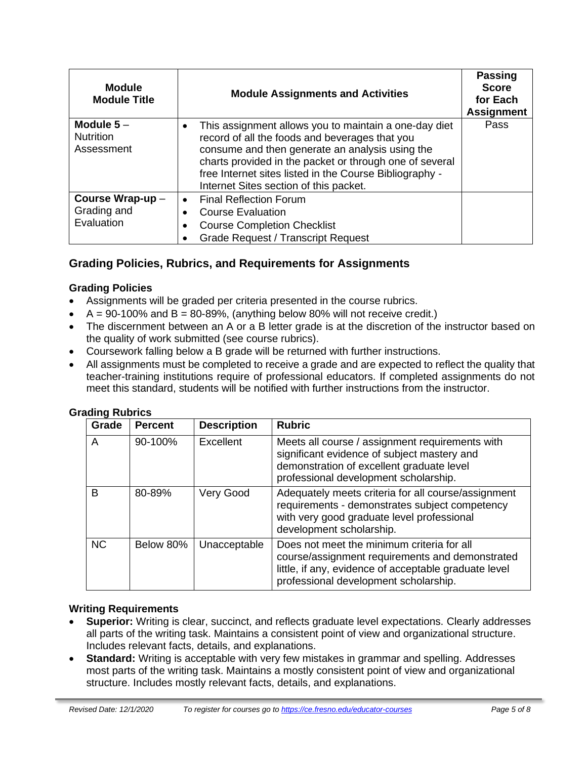| Module Module Title | Module Assignments and Activities | Passing Score for Each Assignment |
|---|---|---|
| **Module 5** – Nutrition Assessment | • This assignment allows you to maintain a one-day diet record of all the foods and beverages that you consume and then generate an analysis using the charts provided in the packet or through one of several free Internet sites listed in the Course Bibliography - Internet Sites section of this packet. | Pass |
| **Course Wrap-up** – Grading and Evaluation | • Final Reflection Forum<br>• Course Evaluation<br>• Course Completion Checklist<br>• Grade Request / Transcript Request | |

## Grading Policies, Rubrics, and Requirements for Assignments

### Grading Policies

- Assignments will be graded per criteria presented in the course rubrics.
- A = 90-100% and B = 80-89%, (anything below 80% will not receive credit.)
- The discernment between an A or a B letter grade is at the discretion of the instructor based on the quality of work submitted (see course rubrics).
- Coursework falling below a B grade will be returned with further instructions.
- All assignments must be completed to receive a grade and are expected to reflect the quality that teacher-training institutions require of professional educators. If completed assignments do not meet this standard, students will be notified with further instructions from the instructor.

### Grading Rubrics

| Grade | Percent | Description | Rubric |
|---|---|---|---|
| A | 90-100% | Excellent | Meets all course / assignment requirements with significant evidence of subject mastery and demonstration of excellent graduate level professional development scholarship. |
| B | 80-89% | Very Good | Adequately meets criteria for all course/assignment requirements - demonstrates subject competency with very good graduate level professional development scholarship. |
| NC | Below 80% | Unacceptable | Does not meet the minimum criteria for all course/assignment requirements and demonstrated little, if any, evidence of acceptable graduate level professional development scholarship. |

### Writing Requirements

- **Superior:** Writing is clear, succinct, and reflects graduate level expectations. Clearly addresses all parts of the writing task. Maintains a consistent point of view and organizational structure. Includes relevant facts, details, and explanations.
- **Standard:** Writing is acceptable with very few mistakes in grammar and spelling. Addresses most parts of the writing task. Maintains a mostly consistent point of view and organizational structure. Includes mostly relevant facts, details, and explanations.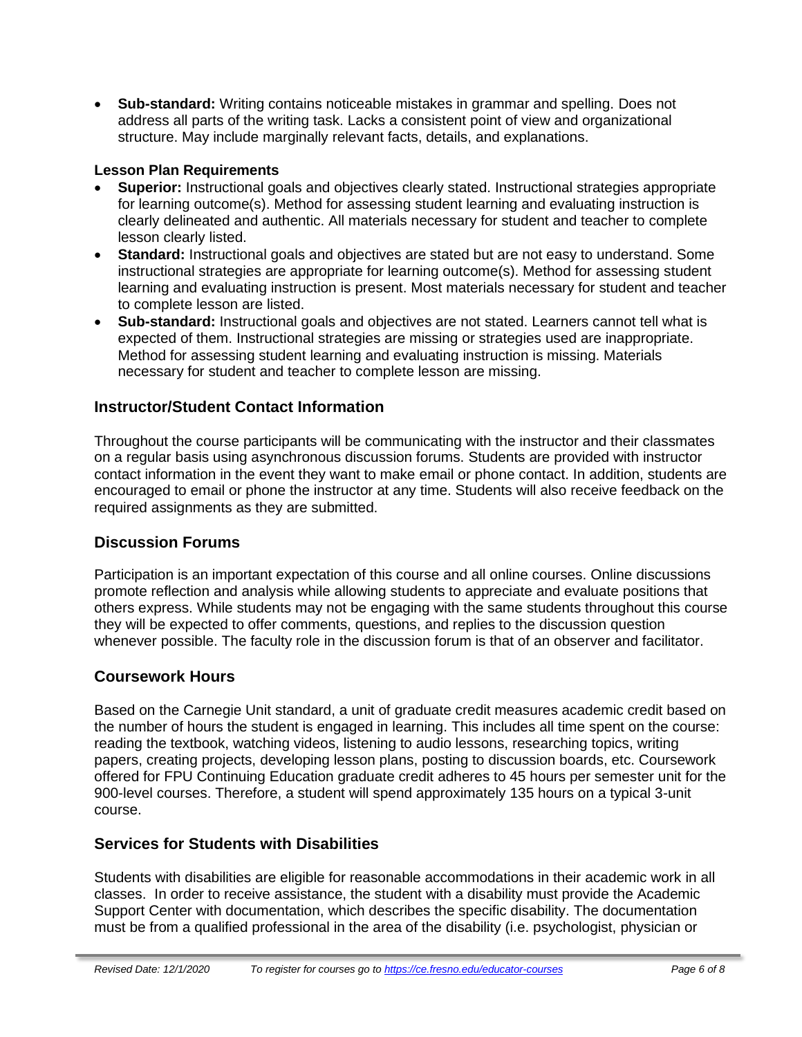- **Sub-standard:** Writing contains noticeable mistakes in grammar and spelling. Does not address all parts of the writing task. Lacks a consistent point of view and organizational structure. May include marginally relevant facts, details, and explanations.

**Lesson Plan Requirements**

- **Superior:** Instructional goals and objectives clearly stated. Instructional strategies appropriate for learning outcome(s). Method for assessing student learning and evaluating instruction is clearly delineated and authentic. All materials necessary for student and teacher to complete lesson clearly listed.
- **Standard:** Instructional goals and objectives are stated but are not easy to understand. Some instructional strategies are appropriate for learning outcome(s). Method for assessing student learning and evaluating instruction is present. Most materials necessary for student and teacher to complete lesson are listed.
- **Sub-standard:** Instructional goals and objectives are not stated. Learners cannot tell what is expected of them. Instructional strategies are missing or strategies used are inappropriate. Method for assessing student learning and evaluating instruction is missing. Materials necessary for student and teacher to complete lesson are missing.

## Instructor/Student Contact Information

Throughout the course participants will be communicating with the instructor and their classmates on a regular basis using asynchronous discussion forums. Students are provided with instructor contact information in the event they want to make email or phone contact. In addition, students are encouraged to email or phone the instructor at any time. Students will also receive feedback on the required assignments as they are submitted.

## Discussion Forums

Participation is an important expectation of this course and all online courses. Online discussions promote reflection and analysis while allowing students to appreciate and evaluate positions that others express. While students may not be engaging with the same students throughout this course they will be expected to offer comments, questions, and replies to the discussion question whenever possible. The faculty role in the discussion forum is that of an observer and facilitator.

## Coursework Hours

Based on the Carnegie Unit standard, a unit of graduate credit measures academic credit based on the number of hours the student is engaged in learning. This includes all time spent on the course: reading the textbook, watching videos, listening to audio lessons, researching topics, writing papers, creating projects, developing lesson plans, posting to discussion boards, etc. Coursework offered for FPU Continuing Education graduate credit adheres to 45 hours per semester unit for the 900-level courses. Therefore, a student will spend approximately 135 hours on a typical 3-unit course.

## Services for Students with Disabilities

Students with disabilities are eligible for reasonable accommodations in their academic work in all classes. In order to receive assistance, the student with a disability must provide the Academic Support Center with documentation, which describes the specific disability. The documentation must be from a qualified professional in the area of the disability (i.e. psychologist, physician or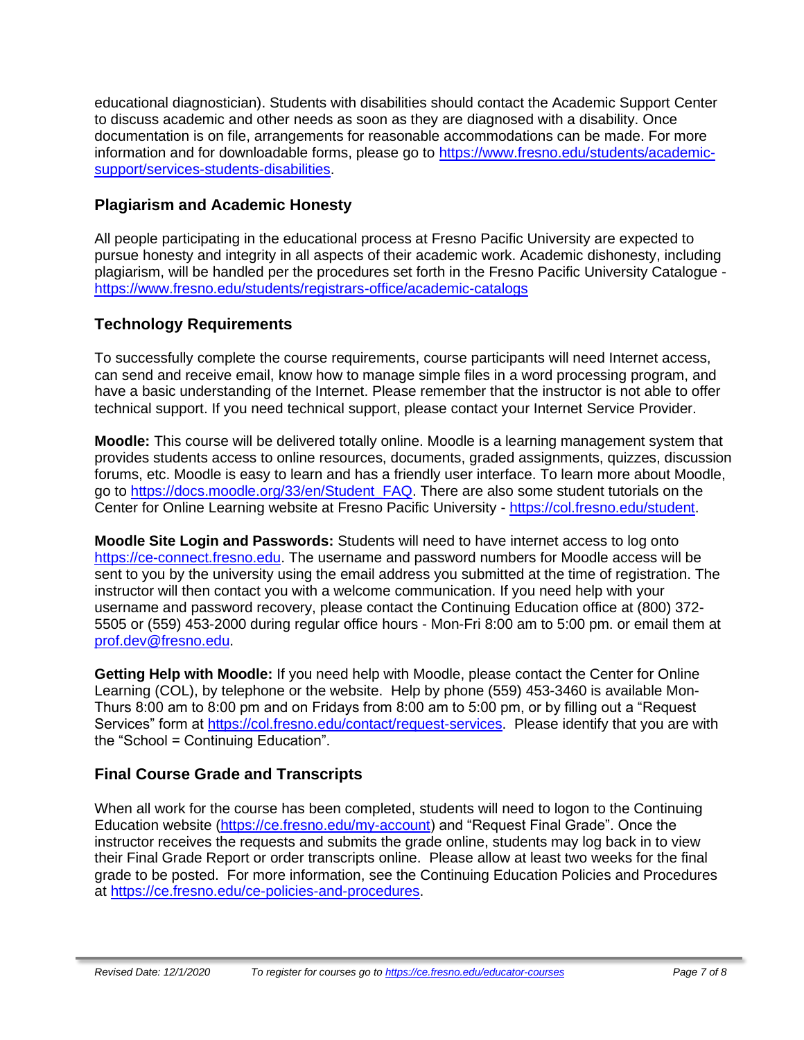educational diagnostician). Students with disabilities should contact the Academic Support Center to discuss academic and other needs as soon as they are diagnosed with a disability. Once documentation is on file, arrangements for reasonable accommodations can be made. For more information and for downloadable forms, please go to https://www.fresno.edu/students/academic-support/services-students-disabilities.

## Plagiarism and Academic Honesty

All people participating in the educational process at Fresno Pacific University are expected to pursue honesty and integrity in all aspects of their academic work. Academic dishonesty, including plagiarism, will be handled per the procedures set forth in the Fresno Pacific University Catalogue - https://www.fresno.edu/students/registrars-office/academic-catalogs

## Technology Requirements

To successfully complete the course requirements, course participants will need Internet access, can send and receive email, know how to manage simple files in a word processing program, and have a basic understanding of the Internet. Please remember that the instructor is not able to offer technical support. If you need technical support, please contact your Internet Service Provider.

**Moodle:** This course will be delivered totally online. Moodle is a learning management system that provides students access to online resources, documents, graded assignments, quizzes, discussion forums, etc. Moodle is easy to learn and has a friendly user interface. To learn more about Moodle, go to https://docs.moodle.org/33/en/Student_FAQ. There are also some student tutorials on the Center for Online Learning website at Fresno Pacific University - https://col.fresno.edu/student.

**Moodle Site Login and Passwords:** Students will need to have internet access to log onto https://ce-connect.fresno.edu. The username and password numbers for Moodle access will be sent to you by the university using the email address you submitted at the time of registration. The instructor will then contact you with a welcome communication. If you need help with your username and password recovery, please contact the Continuing Education office at (800) 372-5505 or (559) 453-2000 during regular office hours - Mon-Fri 8:00 am to 5:00 pm. or email them at prof.dev@fresno.edu.

**Getting Help with Moodle:** If you need help with Moodle, please contact the Center for Online Learning (COL), by telephone or the website. Help by phone (559) 453-3460 is available Mon-Thurs 8:00 am to 8:00 pm and on Fridays from 8:00 am to 5:00 pm, or by filling out a "Request Services" form at https://col.fresno.edu/contact/request-services. Please identify that you are with the "School = Continuing Education".

## Final Course Grade and Transcripts

When all work for the course has been completed, students will need to logon to the Continuing Education website (https://ce.fresno.edu/my-account) and "Request Final Grade". Once the instructor receives the requests and submits the grade online, students may log back in to view their Final Grade Report or order transcripts online. Please allow at least two weeks for the final grade to be posted. For more information, see the Continuing Education Policies and Procedures at https://ce.fresno.edu/ce-policies-and-procedures.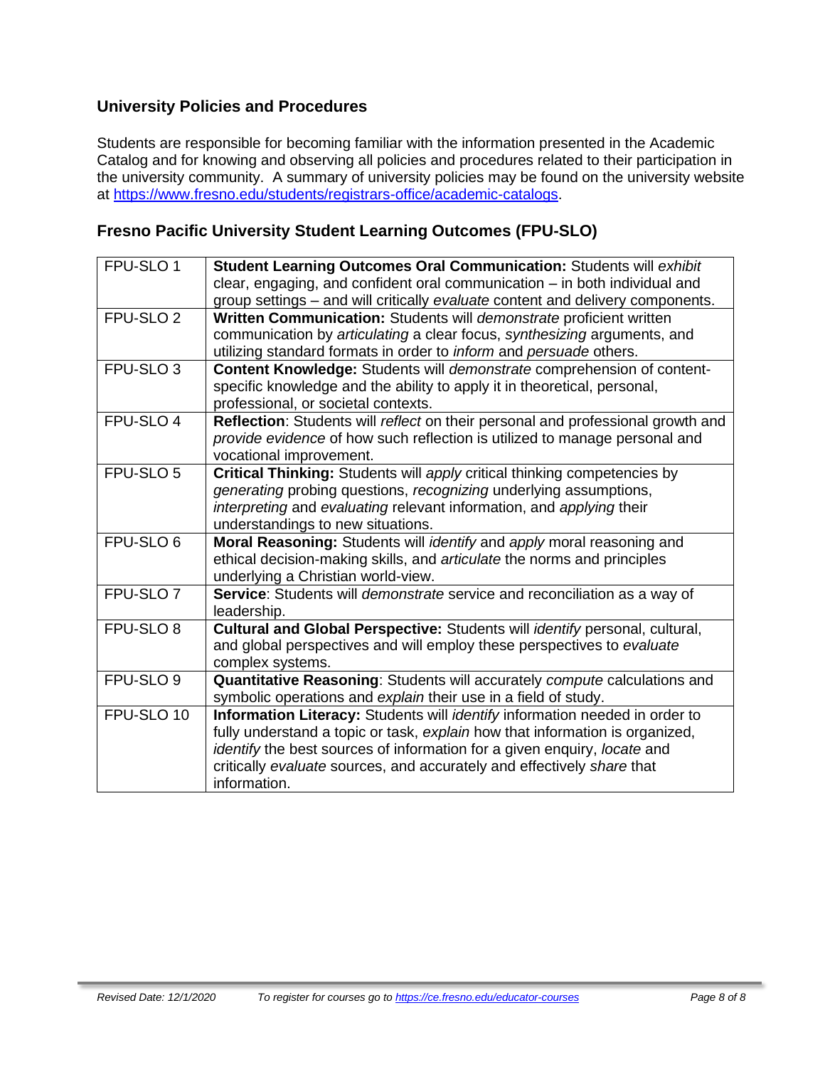## University Policies and Procedures

Students are responsible for becoming familiar with the information presented in the Academic Catalog and for knowing and observing all policies and procedures related to their participation in the university community. A summary of university policies may be found on the university website at https://www.fresno.edu/students/registrars-office/academic-catalogs.

## Fresno Pacific University Student Learning Outcomes (FPU-SLO)

| | |
|---|---|
| FPU-SLO 1 | **Student Learning Outcomes Oral Communication:** Students will *exhibit* clear, engaging, and confident oral communication – in both individual and group settings – and will critically *evaluate* content and delivery components. |
| FPU-SLO 2 | **Written Communication:** Students will *demonstrate* proficient written communication by *articulating* a clear focus, *synthesizing* arguments, and utilizing standard formats in order to *inform* and *persuade* others. |
| FPU-SLO 3 | **Content Knowledge:** Students will *demonstrate* comprehension of content-specific knowledge and the ability to apply it in theoretical, personal, professional, or societal contexts. |
| FPU-SLO 4 | **Reflection**: Students will *reflect* on their personal and professional growth and *provide evidence* of how such reflection is utilized to manage personal and vocational improvement. |
| FPU-SLO 5 | **Critical Thinking:** Students will *apply* critical thinking competencies by *generating* probing questions, *recognizing* underlying assumptions, *interpreting* and *evaluating* relevant information, and *applying* their understandings to new situations. |
| FPU-SLO 6 | **Moral Reasoning:** Students will *identify* and *apply* moral reasoning and ethical decision-making skills, and *articulate* the norms and principles underlying a Christian world-view. |
| FPU-SLO 7 | **Service**: Students will *demonstrate* service and reconciliation as a way of leadership. |
| FPU-SLO 8 | **Cultural and Global Perspective:** Students will *identify* personal, cultural, and global perspectives and will employ these perspectives to *evaluate* complex systems. |
| FPU-SLO 9 | **Quantitative Reasoning**: Students will accurately *compute* calculations and symbolic operations and *explain* their use in a field of study. |
| FPU-SLO 10 | **Information Literacy:** Students will *identify* information needed in order to fully understand a topic or task, *explain* how that information is organized, *identify* the best sources of information for a given enquiry, *locate* and critically *evaluate* sources, and accurately and effectively *share* that information. |